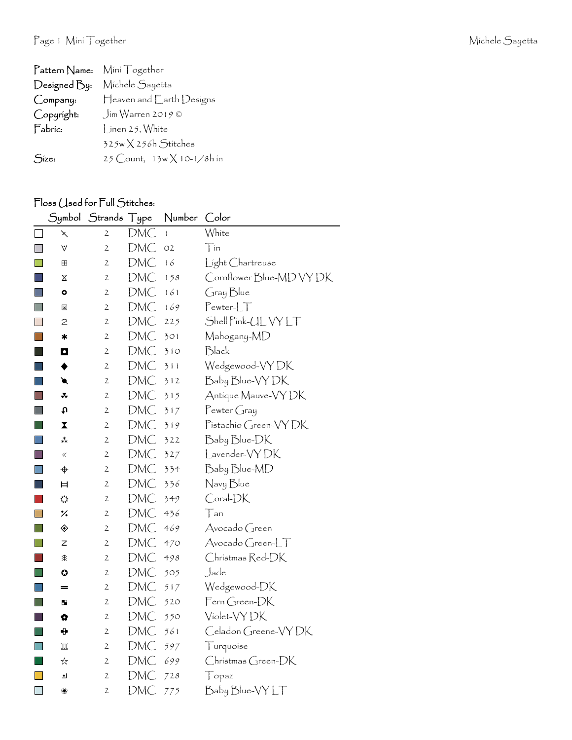| Pattern Name: | Mini Together |
|---|---|
| Designed By: | Michele Sayetta |
| Company: | Heaven and Earth Designs |
| Copyright: | Jim Warren 2019 © |
| Fabric: | Linen 25, White |
| | 325w X 256h Stitches |
| Size: | 25 Count, 13w X 10-1/8h in |

Floss Used for Full Stitches:

| | Symbol | Strands | Type | Number | Color |
|---|---|---|---|---|---|
| | ⤫ | 2 | DMC | 1 | White |
| | ∀ | 2 | DMC | 02 | Tin |
| | ⊞ | 2 | DMC | 16 | Light Chartreuse |
| | ⧖ | 2 | DMC | 158 | Cornflower Blue-MD VY DK |
| | ● | 2 | DMC | 161 | Gray Blue |
| | ▣ | 2 | DMC | 169 | Pewter-LT |
| | 2 | 2 | DMC | 225 | Shell Pink-UL VY LT |
| | ✱ | 2 | DMC | 301 | Mahogany-MD |
| | ◘ | 2 | DMC | 310 | Black |
| | ◆ | 2 | DMC | 311 | Wedgewood-VY DK |
| | ● | 2 | DMC | 312 | Baby Blue-VY DK |
| | ♣ | 2 | DMC | 315 | Antique Mauve-VY DK |
| | ∩ | 2 | DMC | 317 | Pewter Gray |
| | ⧗ | 2 | DMC | 319 | Pistachio Green-VY DK |
| | ⁂ | 2 | DMC | 322 | Baby Blue-DK |
| | « | 2 | DMC | 327 | Lavender-VY DK |
| | ⌖ | 2 | DMC | 334 | Baby Blue-MD |
| | ⌶ | 2 | DMC | 336 | Navy Blue |
| | ☼ | 2 | DMC | 349 | Coral-DK |
| | ⁒ | 2 | DMC | 436 | Tan |
| | ◈ | 2 | DMC | 469 | Avocado Green |
| | z | 2 | DMC | 470 | Avocado Green-LT |
| | ⺦ | 2 | DMC | 498 | Christmas Red-DK |
| | ✪ | 2 | DMC | 505 | Jade |
| | ═ | 2 | DMC | 517 | Wedgewood-DK |
| | ◪ | 2 | DMC | 520 | Fern Green-DK |
| | ✿ | 2 | DMC | 550 | Violet-VY DK |
| | ✚ | 2 | DMC | 561 | Celadon Greene-VY DK |
| | ♊ | 2 | DMC | 597 | Turquoise |
| | ☆ | 2 | DMC | 699 | Christmas Green-DK |
| | ⅃ | 2 | DMC | 728 | Topaz |
| | ❀ | 2 | DMC | 775 | Baby Blue-VY LT |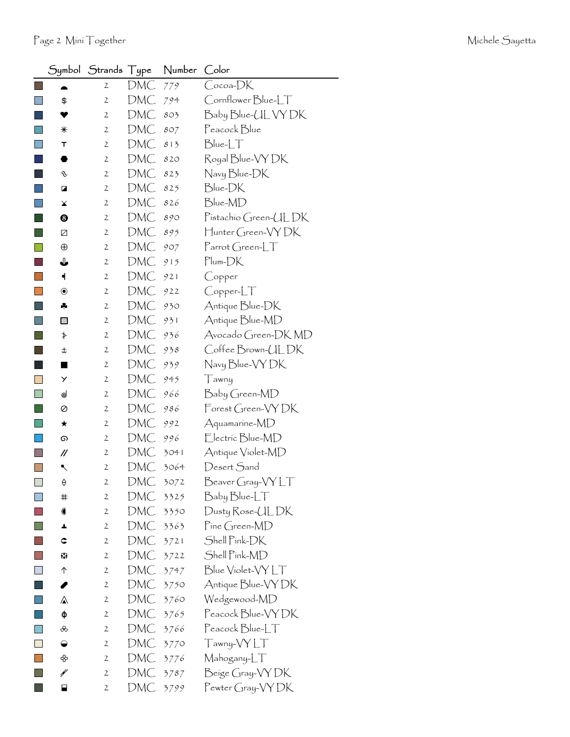| | Symbol | Strands | Type | Number | Color |
|---|---|---|---|---|---|
| | ◓ | 2 | DMC | 779 | Cocoa-DK |
| | $ | 2 | DMC | 794 | Cornflower Blue-LT |
| | ♥ | 2 | DMC | 803 | Baby Blue-UL VY DK |
| | ✳ | 2 | DMC | 807 | Peacock Blue |
| | T | 2 | DMC | 813 | Blue-LT |
| | ⬢ | 2 | DMC | 820 | Royal Blue-VY DK |
| | ঌ | 2 | DMC | 823 | Navy Blue-DK |
| | ◪ | 2 | DMC | 825 | Blue-DK |
| | ⪤ | 2 | DMC | 826 | Blue-MD |
| | ❽ | 2 | DMC | 890 | Pistachio Green-UL DK |
| | ◩ | 2 | DMC | 895 | Hunter Green-VY DK |
| | ⊕ | 2 | DMC | 907 | Parrot Green-LT |
| | ⚓ | 2 | DMC | 915 | Plum-DK |
| | ◀ | 2 | DMC | 921 | Copper |
| | ⦿ | 2 | DMC | 922 | Copper-LT |
| | ♣ | 2 | DMC | 930 | Antique Blue-DK |
| | ▩ | 2 | DMC | 931 | Antique Blue-MD |
| | ⊁ | 2 | DMC | 936 | Avocado Green-DK MD |
| | ⚓ | 2 | DMC | 938 | Coffee Brown-UL DK |
| | ■ | 2 | DMC | 939 | Navy Blue-VY DK |
| | Y | 2 | DMC | 945 | Tawny |
| | ☌ | 2 | DMC | 966 | Baby Green-MD |
| | ⊘ | 2 | DMC | 986 | Forest Green-VY DK |
| | ★ | 2 | DMC | 992 | Aquamarine-MD |
| | ꩜ | 2 | DMC | 996 | Electric Blue-MD |
| | // | 2 | DMC | 3041 | Antique Violet-MD |
| | ↖ | 2 | DMC | 3064 | Desert Sand |
| | ⟠ | 2 | DMC | 3072 | Beaver Gray-VY LT |
| | # | 2 | DMC | 3325 | Baby Blue-LT |
| | ◖ | 2 | DMC | 3350 | Dusty Rose-UL DK |
| | ⊥ | 2 | DMC | 3363 | Pine Green-MD |
| | ⊂ | 2 | DMC | 3721 | Shell Pink-DK |
| | ✲ | 2 | DMC | 3722 | Shell Pink-MD |
| | ↑ | 2 | DMC | 3747 | Blue Violet-VY LT |
| | ⬮ | 2 | DMC | 3750 | Antique Blue-VY DK |
| | ⚠ | 2 | DMC | 3760 | Wedgewood-MD |
| | ɸ | 2 | DMC | 3765 | Peacock Blue-VY DK |
| | ⅋ | 2 | DMC | 3766 | Peacock Blue-LT |
| | ◒ | 2 | DMC | 3770 | Tawny-VY LT |
| | ✤ | 2 | DMC | 3776 | Mahogany-LT |
| | ⫽ | 2 | DMC | 3787 | Beige Gray-VY DK |
| | ⬓ | 2 | DMC | 3799 | Pewter Gray-VY DK |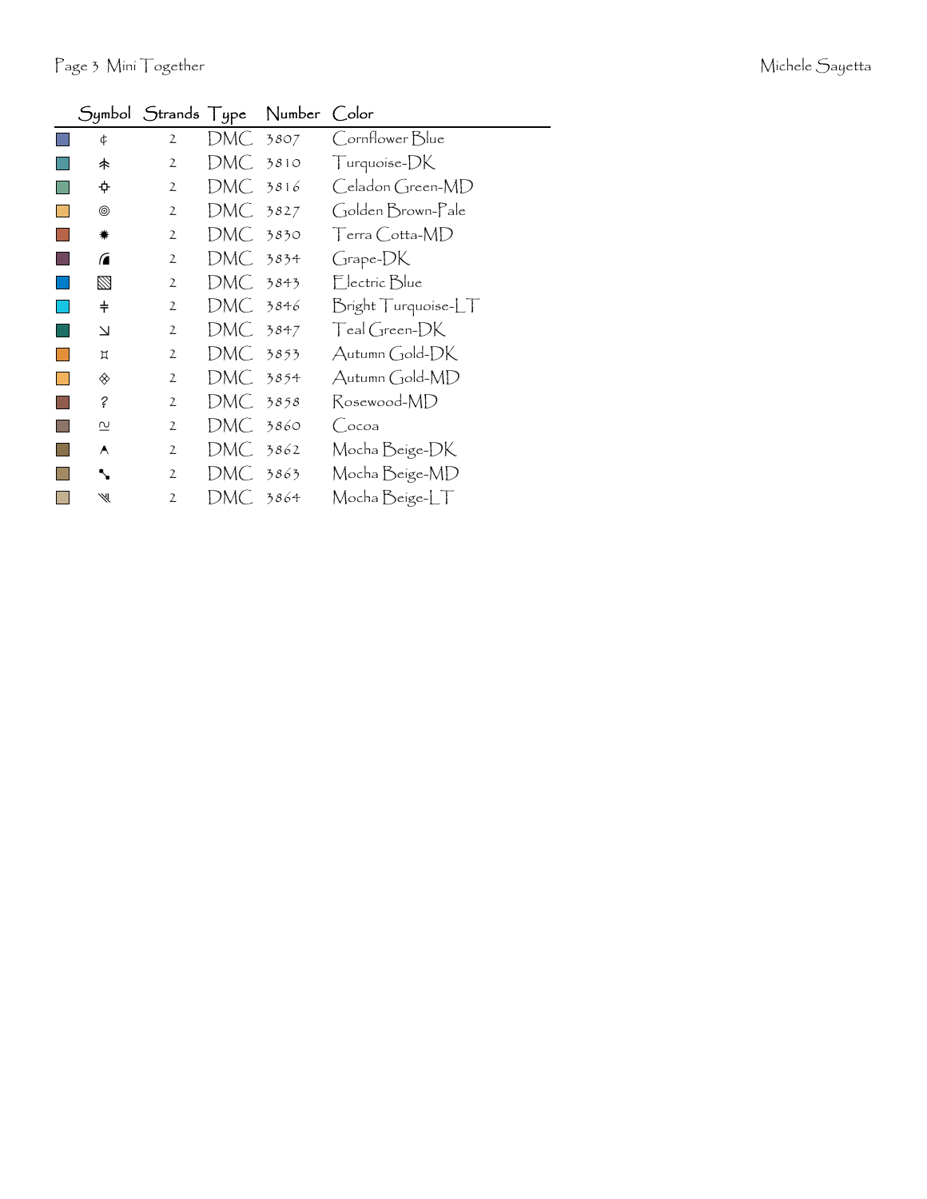| | Symbol | Strands | Type | Number | Color |
|---|---|---|---|---|---|
| | ¢ | 2 | DMC | 3807 | Cornflower Blue |
| | ⽊ | 2 | DMC | 3810 | Turquoise-DK |
| | ✧ | 2 | DMC | 3816 | Celadon Green-MD |
| | ◎ | 2 | DMC | 3827 | Golden Brown-Pale |
| | ✹ | 2 | DMC | 3830 | Terra Cotta-MD |
| | ◢ | 2 | DMC | 3834 | Grape-DK |
| | ▧ | 2 | DMC | 3843 | Electric Blue |
| | ǂ | 2 | DMC | 3846 | Bright Turquoise-LT |
| | ↘ | 2 | DMC | 3847 | Teal Green-DK |
| | ⌑ | 2 | DMC | 3853 | Autumn Gold-DK |
| | ◈ | 2 | DMC | 3854 | Autumn Gold-MD |
| | ? | 2 | DMC | 3858 | Rosewood-MD |
| | ≅ | 2 | DMC | 3860 | Cocoa |
| | ⋏ | 2 | DMC | 3862 | Mocha Beige-DK |
| | ↘ | 2 | DMC | 3863 | Mocha Beige-MD |
| | ⋙ | 2 | DMC | 3864 | Mocha Beige-LT |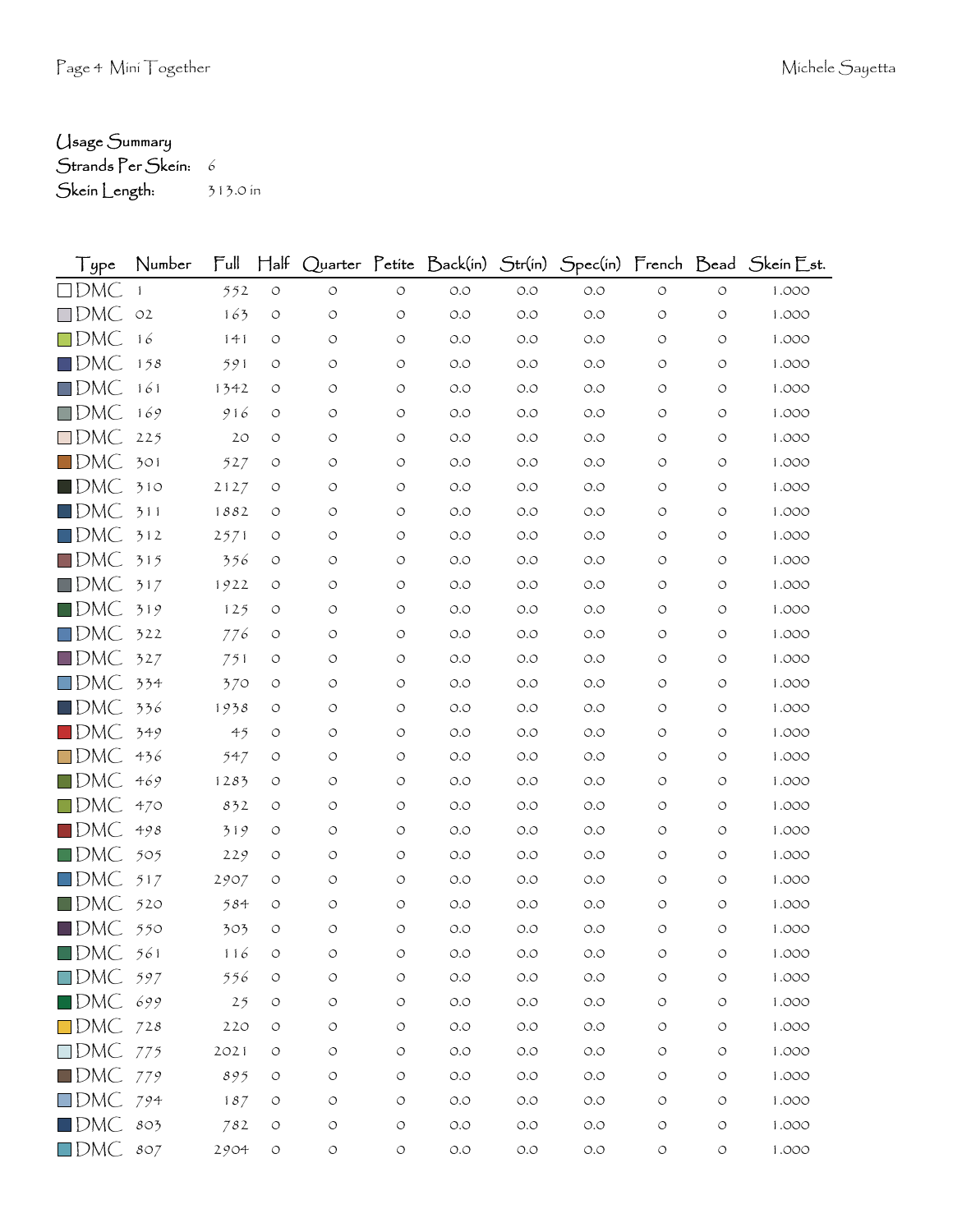Usage Summary

Strands Per Skein: 6

Skein Length: 313.0 in

| Type | Number | Full | Half | Quarter | Petite | Back(in) | Str(in) | Spec(in) | French | Bead | Skein Est. |
|---|---|---|---|---|---|---|---|---|---|---|---|
| DMC | 1 | 552 | 0 | 0 | 0 | 0.0 | 0.0 | 0.0 | 0 | 0 | 1.000 |
| DMC | 02 | 163 | 0 | 0 | 0 | 0.0 | 0.0 | 0.0 | 0 | 0 | 1.000 |
| DMC | 16 | 141 | 0 | 0 | 0 | 0.0 | 0.0 | 0.0 | 0 | 0 | 1.000 |
| DMC | 158 | 591 | 0 | 0 | 0 | 0.0 | 0.0 | 0.0 | 0 | 0 | 1.000 |
| DMC | 161 | 1342 | 0 | 0 | 0 | 0.0 | 0.0 | 0.0 | 0 | 0 | 1.000 |
| DMC | 169 | 916 | 0 | 0 | 0 | 0.0 | 0.0 | 0.0 | 0 | 0 | 1.000 |
| DMC | 225 | 20 | 0 | 0 | 0 | 0.0 | 0.0 | 0.0 | 0 | 0 | 1.000 |
| DMC | 301 | 527 | 0 | 0 | 0 | 0.0 | 0.0 | 0.0 | 0 | 0 | 1.000 |
| DMC | 310 | 2127 | 0 | 0 | 0 | 0.0 | 0.0 | 0.0 | 0 | 0 | 1.000 |
| DMC | 311 | 1882 | 0 | 0 | 0 | 0.0 | 0.0 | 0.0 | 0 | 0 | 1.000 |
| DMC | 312 | 2571 | 0 | 0 | 0 | 0.0 | 0.0 | 0.0 | 0 | 0 | 1.000 |
| DMC | 315 | 356 | 0 | 0 | 0 | 0.0 | 0.0 | 0.0 | 0 | 0 | 1.000 |
| DMC | 317 | 1922 | 0 | 0 | 0 | 0.0 | 0.0 | 0.0 | 0 | 0 | 1.000 |
| DMC | 319 | 125 | 0 | 0 | 0 | 0.0 | 0.0 | 0.0 | 0 | 0 | 1.000 |
| DMC | 322 | 776 | 0 | 0 | 0 | 0.0 | 0.0 | 0.0 | 0 | 0 | 1.000 |
| DMC | 327 | 751 | 0 | 0 | 0 | 0.0 | 0.0 | 0.0 | 0 | 0 | 1.000 |
| DMC | 334 | 370 | 0 | 0 | 0 | 0.0 | 0.0 | 0.0 | 0 | 0 | 1.000 |
| DMC | 336 | 1938 | 0 | 0 | 0 | 0.0 | 0.0 | 0.0 | 0 | 0 | 1.000 |
| DMC | 349 | 45 | 0 | 0 | 0 | 0.0 | 0.0 | 0.0 | 0 | 0 | 1.000 |
| DMC | 436 | 547 | 0 | 0 | 0 | 0.0 | 0.0 | 0.0 | 0 | 0 | 1.000 |
| DMC | 469 | 1283 | 0 | 0 | 0 | 0.0 | 0.0 | 0.0 | 0 | 0 | 1.000 |
| DMC | 470 | 832 | 0 | 0 | 0 | 0.0 | 0.0 | 0.0 | 0 | 0 | 1.000 |
| DMC | 498 | 319 | 0 | 0 | 0 | 0.0 | 0.0 | 0.0 | 0 | 0 | 1.000 |
| DMC | 505 | 229 | 0 | 0 | 0 | 0.0 | 0.0 | 0.0 | 0 | 0 | 1.000 |
| DMC | 517 | 2907 | 0 | 0 | 0 | 0.0 | 0.0 | 0.0 | 0 | 0 | 1.000 |
| DMC | 520 | 584 | 0 | 0 | 0 | 0.0 | 0.0 | 0.0 | 0 | 0 | 1.000 |
| DMC | 550 | 303 | 0 | 0 | 0 | 0.0 | 0.0 | 0.0 | 0 | 0 | 1.000 |
| DMC | 561 | 116 | 0 | 0 | 0 | 0.0 | 0.0 | 0.0 | 0 | 0 | 1.000 |
| DMC | 597 | 556 | 0 | 0 | 0 | 0.0 | 0.0 | 0.0 | 0 | 0 | 1.000 |
| DMC | 699 | 25 | 0 | 0 | 0 | 0.0 | 0.0 | 0.0 | 0 | 0 | 1.000 |
| DMC | 728 | 220 | 0 | 0 | 0 | 0.0 | 0.0 | 0.0 | 0 | 0 | 1.000 |
| DMC | 775 | 2021 | 0 | 0 | 0 | 0.0 | 0.0 | 0.0 | 0 | 0 | 1.000 |
| DMC | 779 | 895 | 0 | 0 | 0 | 0.0 | 0.0 | 0.0 | 0 | 0 | 1.000 |
| DMC | 794 | 187 | 0 | 0 | 0 | 0.0 | 0.0 | 0.0 | 0 | 0 | 1.000 |
| DMC | 803 | 782 | 0 | 0 | 0 | 0.0 | 0.0 | 0.0 | 0 | 0 | 1.000 |
| DMC | 807 | 2904 | 0 | 0 | 0 | 0.0 | 0.0 | 0.0 | 0 | 0 | 1.000 |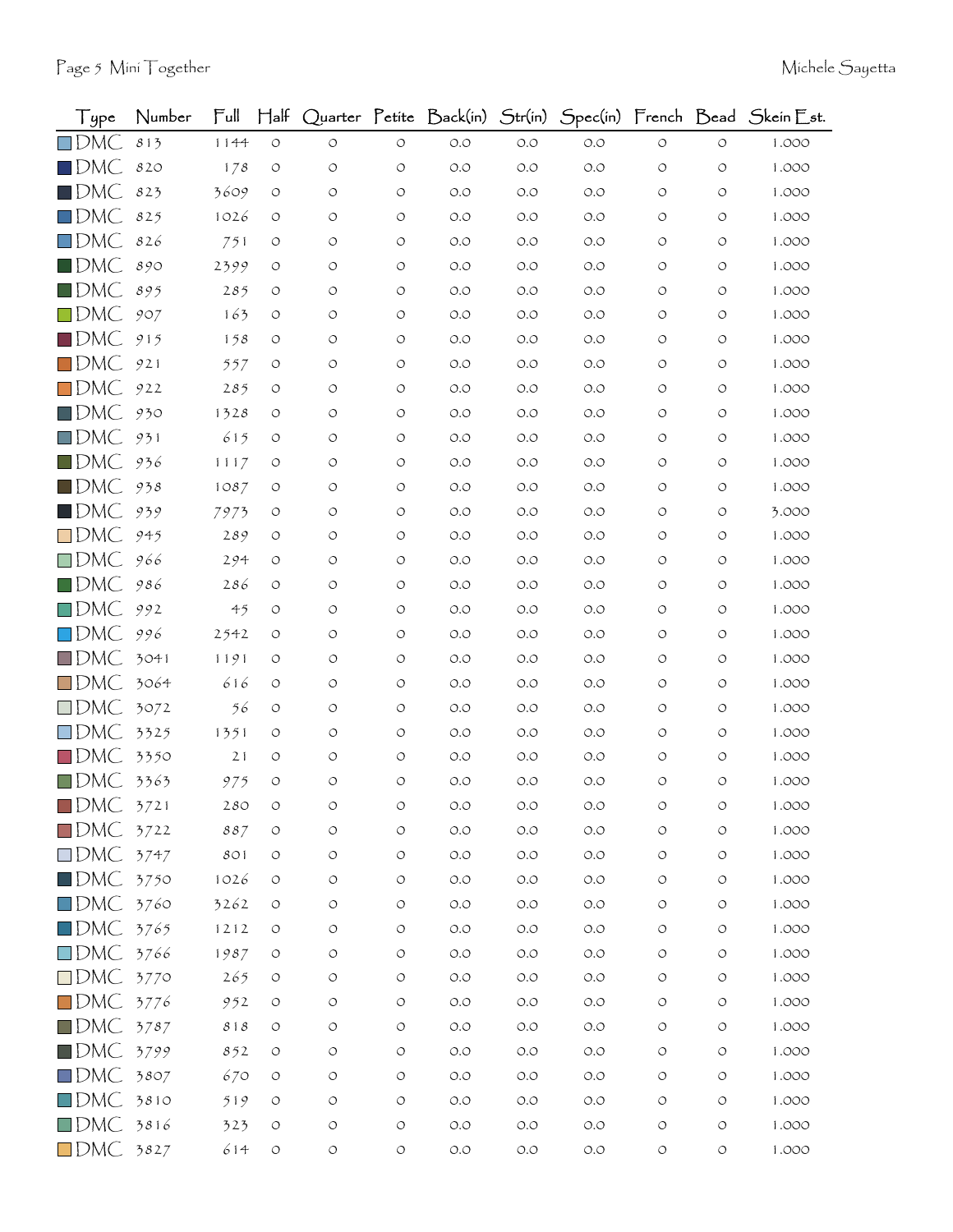| Type | Number | Full | Half | Quarter | Petite | Back(in) | Str(in) | Spec(in) | French | Bead | Skein Est. |
|---|---|---|---|---|---|---|---|---|---|---|---|
| DMC | 813 | 1144 | 0 | 0 | 0 | 0.0 | 0.0 | 0.0 | 0 | 0 | 1.000 |
| DMC | 820 | 178 | 0 | 0 | 0 | 0.0 | 0.0 | 0.0 | 0 | 0 | 1.000 |
| DMC | 823 | 3609 | 0 | 0 | 0 | 0.0 | 0.0 | 0.0 | 0 | 0 | 1.000 |
| DMC | 825 | 1026 | 0 | 0 | 0 | 0.0 | 0.0 | 0.0 | 0 | 0 | 1.000 |
| DMC | 826 | 751 | 0 | 0 | 0 | 0.0 | 0.0 | 0.0 | 0 | 0 | 1.000 |
| DMC | 890 | 2399 | 0 | 0 | 0 | 0.0 | 0.0 | 0.0 | 0 | 0 | 1.000 |
| DMC | 895 | 285 | 0 | 0 | 0 | 0.0 | 0.0 | 0.0 | 0 | 0 | 1.000 |
| DMC | 907 | 163 | 0 | 0 | 0 | 0.0 | 0.0 | 0.0 | 0 | 0 | 1.000 |
| DMC | 915 | 158 | 0 | 0 | 0 | 0.0 | 0.0 | 0.0 | 0 | 0 | 1.000 |
| DMC | 921 | 557 | 0 | 0 | 0 | 0.0 | 0.0 | 0.0 | 0 | 0 | 1.000 |
| DMC | 922 | 285 | 0 | 0 | 0 | 0.0 | 0.0 | 0.0 | 0 | 0 | 1.000 |
| DMC | 930 | 1328 | 0 | 0 | 0 | 0.0 | 0.0 | 0.0 | 0 | 0 | 1.000 |
| DMC | 931 | 615 | 0 | 0 | 0 | 0.0 | 0.0 | 0.0 | 0 | 0 | 1.000 |
| DMC | 936 | 1117 | 0 | 0 | 0 | 0.0 | 0.0 | 0.0 | 0 | 0 | 1.000 |
| DMC | 938 | 1087 | 0 | 0 | 0 | 0.0 | 0.0 | 0.0 | 0 | 0 | 1.000 |
| DMC | 939 | 7973 | 0 | 0 | 0 | 0.0 | 0.0 | 0.0 | 0 | 0 | 3.000 |
| DMC | 945 | 289 | 0 | 0 | 0 | 0.0 | 0.0 | 0.0 | 0 | 0 | 1.000 |
| DMC | 966 | 294 | 0 | 0 | 0 | 0.0 | 0.0 | 0.0 | 0 | 0 | 1.000 |
| DMC | 986 | 286 | 0 | 0 | 0 | 0.0 | 0.0 | 0.0 | 0 | 0 | 1.000 |
| DMC | 992 | 45 | 0 | 0 | 0 | 0.0 | 0.0 | 0.0 | 0 | 0 | 1.000 |
| DMC | 996 | 2542 | 0 | 0 | 0 | 0.0 | 0.0 | 0.0 | 0 | 0 | 1.000 |
| DMC | 3041 | 1191 | 0 | 0 | 0 | 0.0 | 0.0 | 0.0 | 0 | 0 | 1.000 |
| DMC | 3064 | 616 | 0 | 0 | 0 | 0.0 | 0.0 | 0.0 | 0 | 0 | 1.000 |
| DMC | 3072 | 56 | 0 | 0 | 0 | 0.0 | 0.0 | 0.0 | 0 | 0 | 1.000 |
| DMC | 3325 | 1351 | 0 | 0 | 0 | 0.0 | 0.0 | 0.0 | 0 | 0 | 1.000 |
| DMC | 3350 | 21 | 0 | 0 | 0 | 0.0 | 0.0 | 0.0 | 0 | 0 | 1.000 |
| DMC | 3363 | 975 | 0 | 0 | 0 | 0.0 | 0.0 | 0.0 | 0 | 0 | 1.000 |
| DMC | 3721 | 280 | 0 | 0 | 0 | 0.0 | 0.0 | 0.0 | 0 | 0 | 1.000 |
| DMC | 3722 | 887 | 0 | 0 | 0 | 0.0 | 0.0 | 0.0 | 0 | 0 | 1.000 |
| DMC | 3747 | 801 | 0 | 0 | 0 | 0.0 | 0.0 | 0.0 | 0 | 0 | 1.000 |
| DMC | 3750 | 1026 | 0 | 0 | 0 | 0.0 | 0.0 | 0.0 | 0 | 0 | 1.000 |
| DMC | 3760 | 3262 | 0 | 0 | 0 | 0.0 | 0.0 | 0.0 | 0 | 0 | 1.000 |
| DMC | 3765 | 1212 | 0 | 0 | 0 | 0.0 | 0.0 | 0.0 | 0 | 0 | 1.000 |
| DMC | 3766 | 1987 | 0 | 0 | 0 | 0.0 | 0.0 | 0.0 | 0 | 0 | 1.000 |
| DMC | 3770 | 265 | 0 | 0 | 0 | 0.0 | 0.0 | 0.0 | 0 | 0 | 1.000 |
| DMC | 3776 | 952 | 0 | 0 | 0 | 0.0 | 0.0 | 0.0 | 0 | 0 | 1.000 |
| DMC | 3787 | 818 | 0 | 0 | 0 | 0.0 | 0.0 | 0.0 | 0 | 0 | 1.000 |
| DMC | 3799 | 852 | 0 | 0 | 0 | 0.0 | 0.0 | 0.0 | 0 | 0 | 1.000 |
| DMC | 3807 | 670 | 0 | 0 | 0 | 0.0 | 0.0 | 0.0 | 0 | 0 | 1.000 |
| DMC | 3810 | 519 | 0 | 0 | 0 | 0.0 | 0.0 | 0.0 | 0 | 0 | 1.000 |
| DMC | 3816 | 323 | 0 | 0 | 0 | 0.0 | 0.0 | 0.0 | 0 | 0 | 1.000 |
| DMC | 3827 | 614 | 0 | 0 | 0 | 0.0 | 0.0 | 0.0 | 0 | 0 | 1.000 |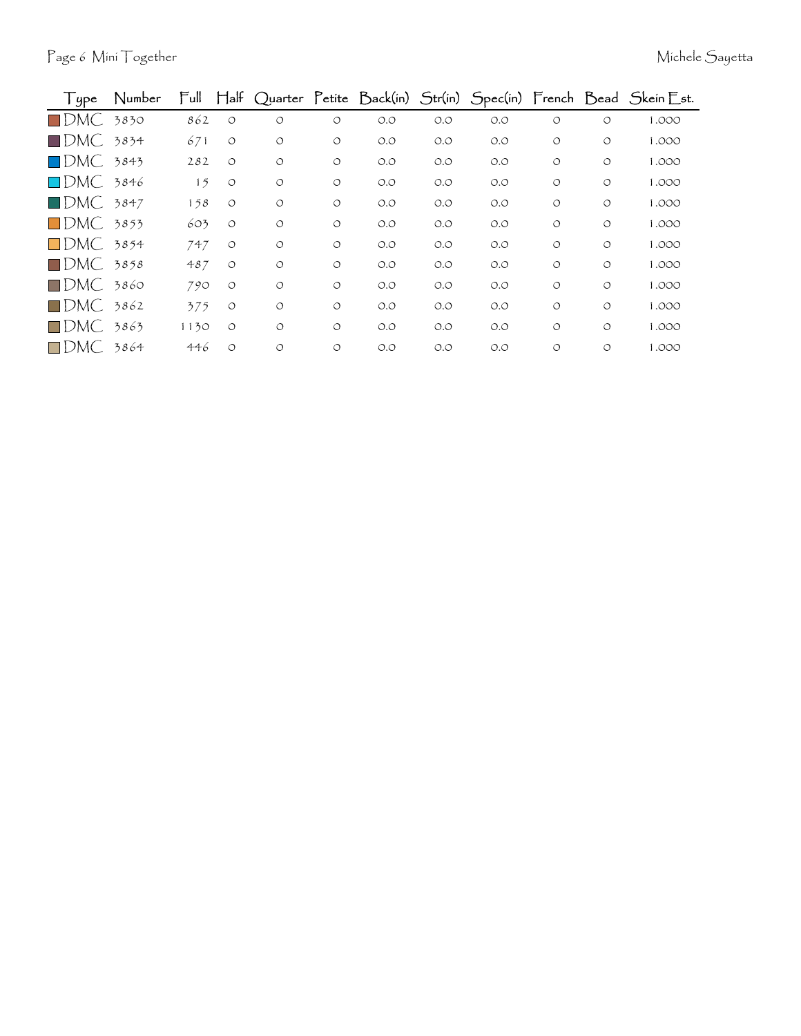| Type | Number | Full | Half | Quarter | Petite | Back(in) | Str(in) | Spec(in) | French | Bead | Skein Est. |
|---|---|---|---|---|---|---|---|---|---|---|---|
| DMC | 3830 | 862 | 0 | 0 | 0 | 0.0 | 0.0 | 0.0 | 0 | 0 | 1.000 |
| DMC | 3834 | 671 | 0 | 0 | 0 | 0.0 | 0.0 | 0.0 | 0 | 0 | 1.000 |
| DMC | 3843 | 282 | 0 | 0 | 0 | 0.0 | 0.0 | 0.0 | 0 | 0 | 1.000 |
| DMC | 3846 | 15 | 0 | 0 | 0 | 0.0 | 0.0 | 0.0 | 0 | 0 | 1.000 |
| DMC | 3847 | 158 | 0 | 0 | 0 | 0.0 | 0.0 | 0.0 | 0 | 0 | 1.000 |
| DMC | 3853 | 603 | 0 | 0 | 0 | 0.0 | 0.0 | 0.0 | 0 | 0 | 1.000 |
| DMC | 3854 | 747 | 0 | 0 | 0 | 0.0 | 0.0 | 0.0 | 0 | 0 | 1.000 |
| DMC | 3858 | 487 | 0 | 0 | 0 | 0.0 | 0.0 | 0.0 | 0 | 0 | 1.000 |
| DMC | 3860 | 790 | 0 | 0 | 0 | 0.0 | 0.0 | 0.0 | 0 | 0 | 1.000 |
| DMC | 3862 | 375 | 0 | 0 | 0 | 0.0 | 0.0 | 0.0 | 0 | 0 | 1.000 |
| DMC | 3863 | 1130 | 0 | 0 | 0 | 0.0 | 0.0 | 0.0 | 0 | 0 | 1.000 |
| DMC | 3864 | 446 | 0 | 0 | 0 | 0.0 | 0.0 | 0.0 | 0 | 0 | 1.000 |